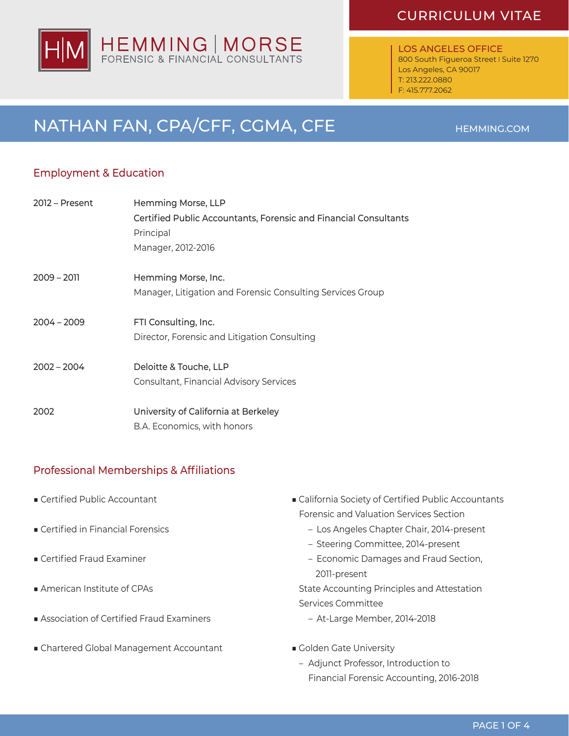HEMMING | MORSE
FORENSIC & FINANCIAL CONSULTANTS

CURRICULUM VITAE

LOS ANGELES OFFICE
800 South Figueroa Street | Suite 1270
Los Angeles, CA 90017
T: 213.222.0880
F: 415.777.2062

# NATHAN FAN, CPA/CFF, CGMA, CFE

HEMMING.COM

## Employment & Education

| | |
|---|---|
| 2012 – Present | Hemming Morse, LLP<br>Certified Public Accountants, Forensic and Financial Consultants<br>Principal<br>Manager, 2012-2016 |
| 2009 – 2011 | Hemming Morse, Inc.<br>Manager, Litigation and Forensic Consulting Services Group |
| 2004 – 2009 | FTI Consulting, Inc.<br>Director, Forensic and Litigation Consulting |
| 2002 – 2004 | Deloitte & Touche, LLP<br>Consultant, Financial Advisory Services |
| 2002 | University of California at Berkeley<br>B.A. Economics, with honors |

## Professional Memberships & Affiliations

- Certified Public Accountant
- Certified in Financial Forensics
- Certified Fraud Examiner
- American Institute of CPAs
- Association of Certified Fraud Examiners
- Chartered Global Management Accountant
- California Society of Certified Public Accountants
  Forensic and Valuation Services Section
  - Los Angeles Chapter Chair, 2014-present
  - Steering Committee, 2014-present
  - Economic Damages and Fraud Section, 2011-present

  State Accounting Principles and Attestation Services Committee
  - At-Large Member, 2014-2018
- Golden Gate University
  - Adjunct Professor, Introduction to Financial Forensic Accounting, 2016-2018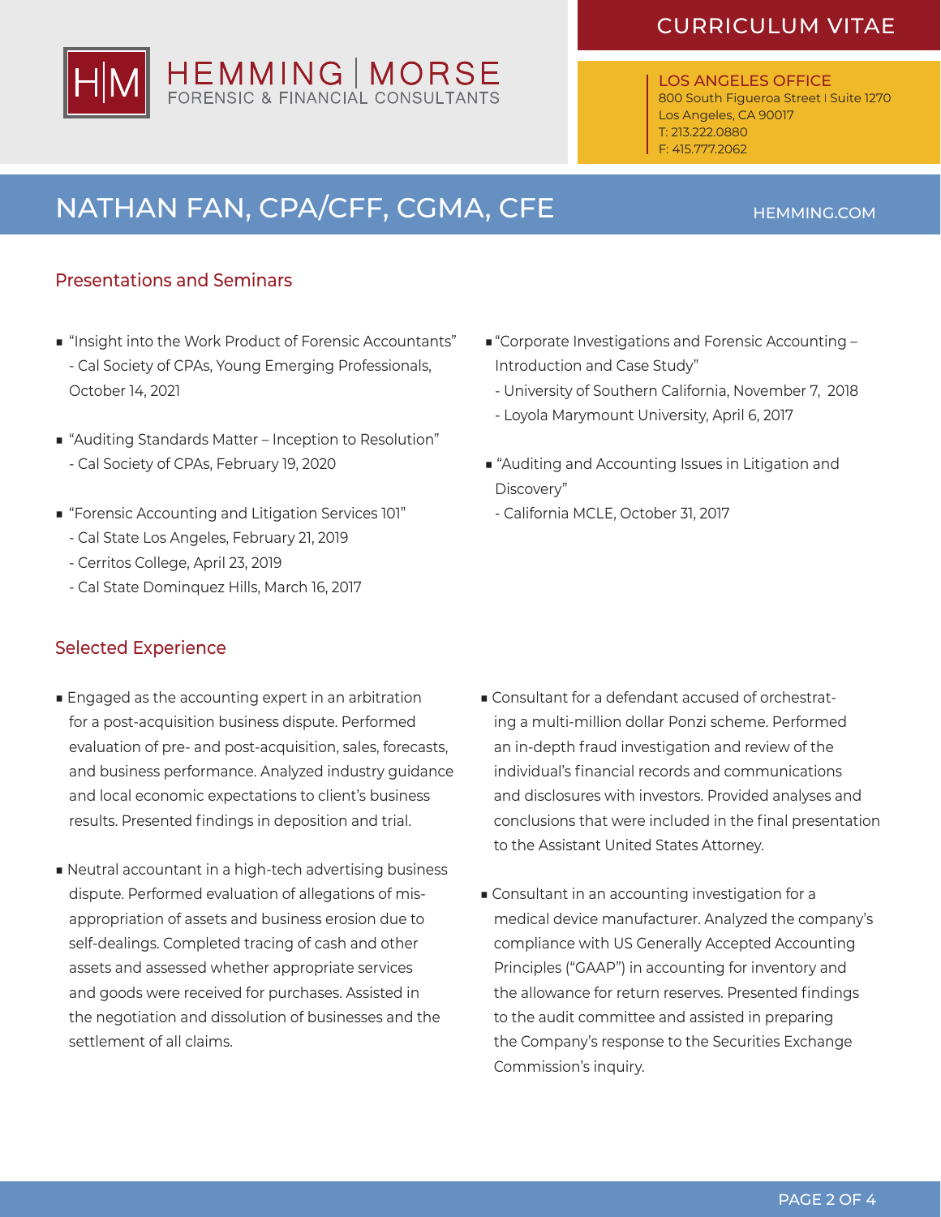CURRICULUM VITAE

HEMMING | MORSE
FORENSIC & FINANCIAL CONSULTANTS

LOS ANGELES OFFICE
800 South Figueroa Street | Suite 1270
Los Angeles, CA 90017
T: 213.222.0880
F: 415.777.2062

# NATHAN FAN, CPA/CFF, CGMA, CFE

HEMMING.COM

## Presentations and Seminars

- "Insight into the Work Product of Forensic Accountants"
  - Cal Society of CPAs, Young Emerging Professionals, October 14, 2021
- "Auditing Standards Matter – Inception to Resolution"
  - Cal Society of CPAs, February 19, 2020
- "Forensic Accounting and Litigation Services 101"
  - Cal State Los Angeles, February 21, 2019
  - Cerritos College, April 23, 2019
  - Cal State Dominquez Hills, March 16, 2017
- "Corporate Investigations and Forensic Accounting – Introduction and Case Study"
  - University of Southern California, November 7, 2018
  - Loyola Marymount University, April 6, 2017
- "Auditing and Accounting Issues in Litigation and Discovery"
  - California MCLE, October 31, 2017

## Selected Experience

- Engaged as the accounting expert in an arbitration for a post-acquisition business dispute. Performed evaluation of pre- and post-acquisition, sales, forecasts, and business performance. Analyzed industry guidance and local economic expectations to client's business results. Presented findings in deposition and trial.
- Neutral accountant in a high-tech advertising business dispute. Performed evaluation of allegations of misappropriation of assets and business erosion due to self-dealings. Completed tracing of cash and other assets and assessed whether appropriate services and goods were received for purchases. Assisted in the negotiation and dissolution of businesses and the settlement of all claims.
- Consultant for a defendant accused of orchestrating a multi-million dollar Ponzi scheme. Performed an in-depth fraud investigation and review of the individual's financial records and communications and disclosures with investors. Provided analyses and conclusions that were included in the final presentation to the Assistant United States Attorney.
- Consultant in an accounting investigation for a medical device manufacturer. Analyzed the company's compliance with US Generally Accepted Accounting Principles ("GAAP") in accounting for inventory and the allowance for return reserves. Presented findings to the audit committee and assisted in preparing the Company's response to the Securities Exchange Commission's inquiry.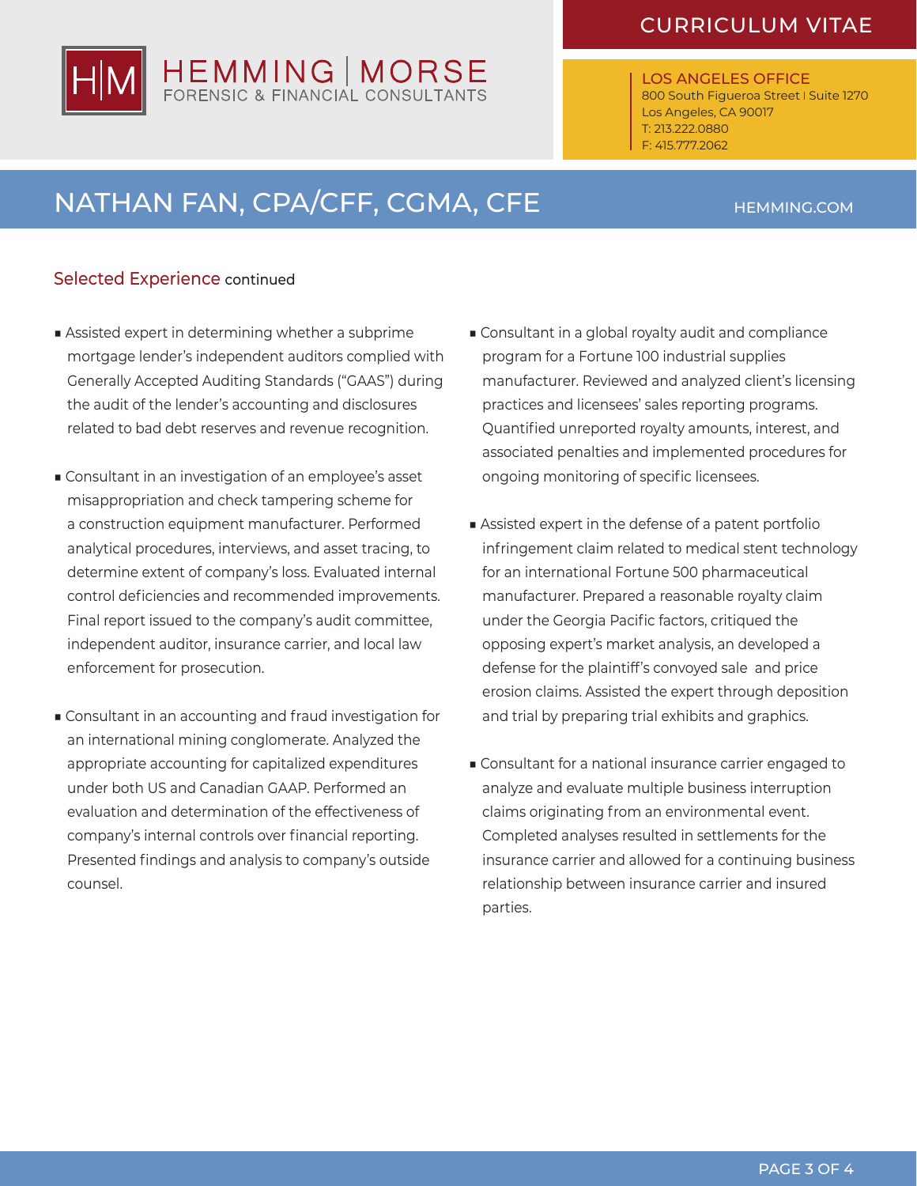## Selected Experience continued

- Assisted expert in determining whether a subprime mortgage lender's independent auditors complied with Generally Accepted Auditing Standards ("GAAS") during the audit of the lender's accounting and disclosures related to bad debt reserves and revenue recognition.

- Consultant in an investigation of an employee's asset misappropriation and check tampering scheme for a construction equipment manufacturer. Performed analytical procedures, interviews, and asset tracing, to determine extent of company's loss. Evaluated internal control deficiencies and recommended improvements. Final report issued to the company's audit committee, independent auditor, insurance carrier, and local law enforcement for prosecution.

- Consultant in an accounting and fraud investigation for an international mining conglomerate. Analyzed the appropriate accounting for capitalized expenditures under both US and Canadian GAAP. Performed an evaluation and determination of the effectiveness of company's internal controls over financial reporting. Presented findings and analysis to company's outside counsel.

- Consultant in a global royalty audit and compliance program for a Fortune 100 industrial supplies manufacturer. Reviewed and analyzed client's licensing practices and licensees' sales reporting programs. Quantified unreported royalty amounts, interest, and associated penalties and implemented procedures for ongoing monitoring of specific licensees.

- Assisted expert in the defense of a patent portfolio infringement claim related to medical stent technology for an international Fortune 500 pharmaceutical manufacturer. Prepared a reasonable royalty claim under the Georgia Pacific factors, critiqued the opposing expert's market analysis, an developed a defense for the plaintiff's convoyed sale and price erosion claims. Assisted the expert through deposition and trial by preparing trial exhibits and graphics.

- Consultant for a national insurance carrier engaged to analyze and evaluate multiple business interruption claims originating from an environmental event. Completed analyses resulted in settlements for the insurance carrier and allowed for a continuing business relationship between insurance carrier and insured parties.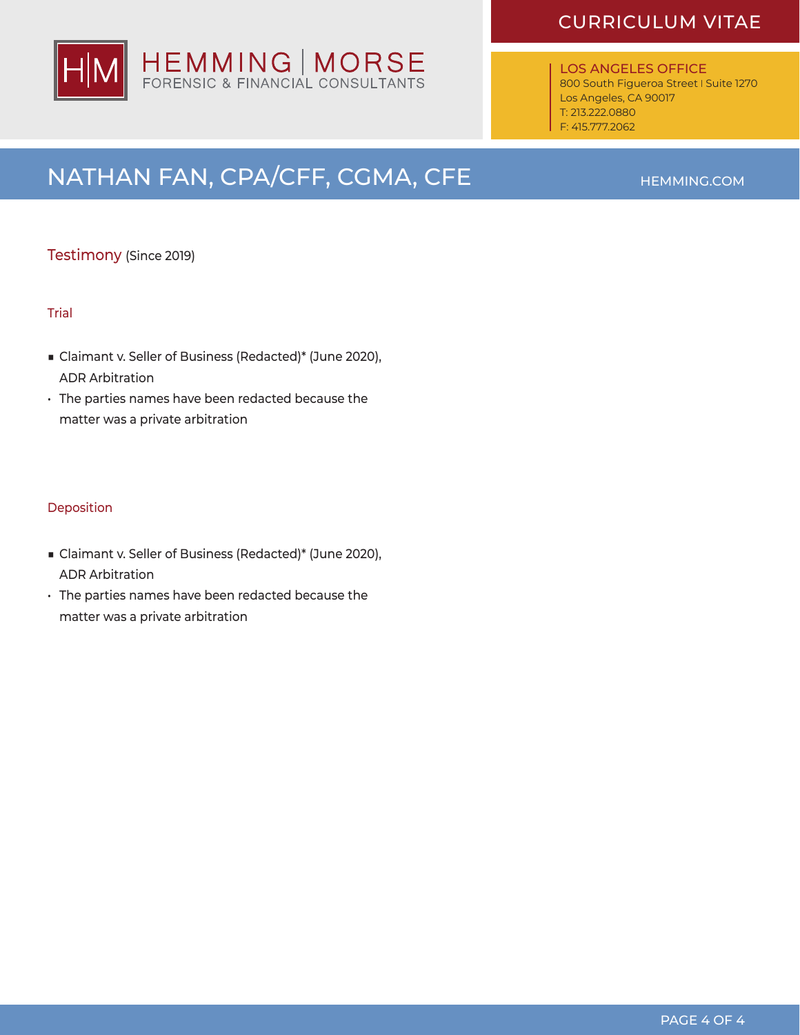## Testimony (Since 2019)

### Trial

- Claimant v. Seller of Business (Redacted)* (June 2020), ADR Arbitration
- The parties names have been redacted because the matter was a private arbitration

### Deposition

- Claimant v. Seller of Business (Redacted)* (June 2020), ADR Arbitration
- The parties names have been redacted because the matter was a private arbitration